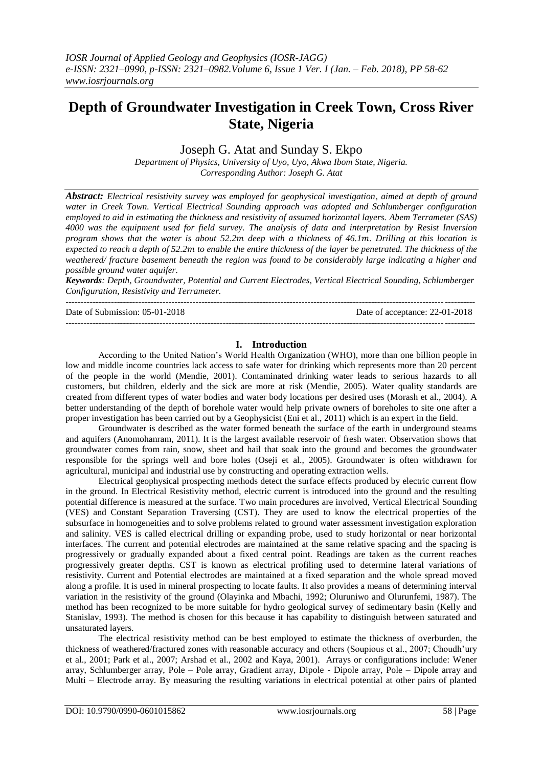# Depth of Groundwater Investigation in Creek Town, Cross River State, Nigeria

Joseph G. Atat and Sunday S. Ekpo

*Department of Physics, University of Uyo, Uyo, Akwa Ibom State, Nigeria.*
*Corresponding Author: Joseph G. Atat*

***Abstract:*** *Electrical resistivity survey was employed for geophysical investigation, aimed at depth of ground water in Creek Town. Vertical Electrical Sounding approach was adopted and Schlumberger configuration employed to aid in estimating the thickness and resistivity of assumed horizontal layers. Abem Terrameter (SAS) 4000 was the equipment used for field survey. The analysis of data and interpretation by Resist Inversion program shows that the water is about 52.2m deep with a thickness of 46.1m. Drilling at this location is expected to reach a depth of 52.2m to enable the entire thickness of the layer be penetrated. The thickness of the weathered/ fracture basement beneath the region was found to be considerably large indicating a higher and possible ground water aquifer.*

***Keywords****: Depth, Groundwater, Potential and Current Electrodes, Vertical Electrical Sounding, Schlumberger Configuration, Resistivity and Terrameter.*

---

Date of Submission: 05-01-2018 Date of acceptance: 22-01-2018

---

## I. Introduction

According to the United Nation's World Health Organization (WHO), more than one billion people in low and middle income countries lack access to safe water for drinking which represents more than 20 percent of the people in the world (Mendie, 2001). Contaminated drinking water leads to serious hazards to all customers, but children, elderly and the sick are more at risk (Mendie, 2005). Water quality standards are created from different types of water bodies and water body locations per desired uses (Morash et al., 2004). A better understanding of the depth of borehole water would help private owners of boreholes to site one after a proper investigation has been carried out by a Geophysicist (Eni et al., 2011) which is an expert in the field.

Groundwater is described as the water formed beneath the surface of the earth in underground steams and aquifers (Anomohanram, 2011). It is the largest available reservoir of fresh water. Observation shows that groundwater comes from rain, snow, sheet and hail that soak into the ground and becomes the groundwater responsible for the springs well and bore holes (Oseji et al., 2005). Groundwater is often withdrawn for agricultural, municipal and industrial use by constructing and operating extraction wells.

Electrical geophysical prospecting methods detect the surface effects produced by electric current flow in the ground. In Electrical Resistivity method, electric current is introduced into the ground and the resulting potential difference is measured at the surface. Two main procedures are involved, Vertical Electrical Sounding (VES) and Constant Separation Traversing (CST). They are used to know the electrical properties of the subsurface in homogeneities and to solve problems related to ground water assessment investigation exploration and salinity. VES is called electrical drilling or expanding probe, used to study horizontal or near horizontal interfaces. The current and potential electrodes are maintained at the same relative spacing and the spacing is progressively or gradually expanded about a fixed central point. Readings are taken as the current reaches progressively greater depths. CST is known as electrical profiling used to determine lateral variations of resistivity. Current and Potential electrodes are maintained at a fixed separation and the whole spread moved along a profile. It is used in mineral prospecting to locate faults. It also provides a means of determining interval variation in the resistivity of the ground (Olayinka and Mbachi, 1992; Oluruniwo and Olurunfemi, 1987). The method has been recognized to be more suitable for hydro geological survey of sedimentary basin (Kelly and Stanislav, 1993). The method is chosen for this because it has capability to distinguish between saturated and unsaturated layers.

The electrical resistivity method can be best employed to estimate the thickness of overburden, the thickness of weathered/fractured zones with reasonable accuracy and others (Soupious et al., 2007; Choudh'ury et al., 2001; Park et al., 2007; Arshad et al., 2002 and Kaya, 2001). Arrays or configurations include: Wener array, Schlumberger array, Pole – Pole array, Gradient array, Dipole - Dipole array, Pole – Dipole array and Multi – Electrode array. By measuring the resulting variations in electrical potential at other pairs of planted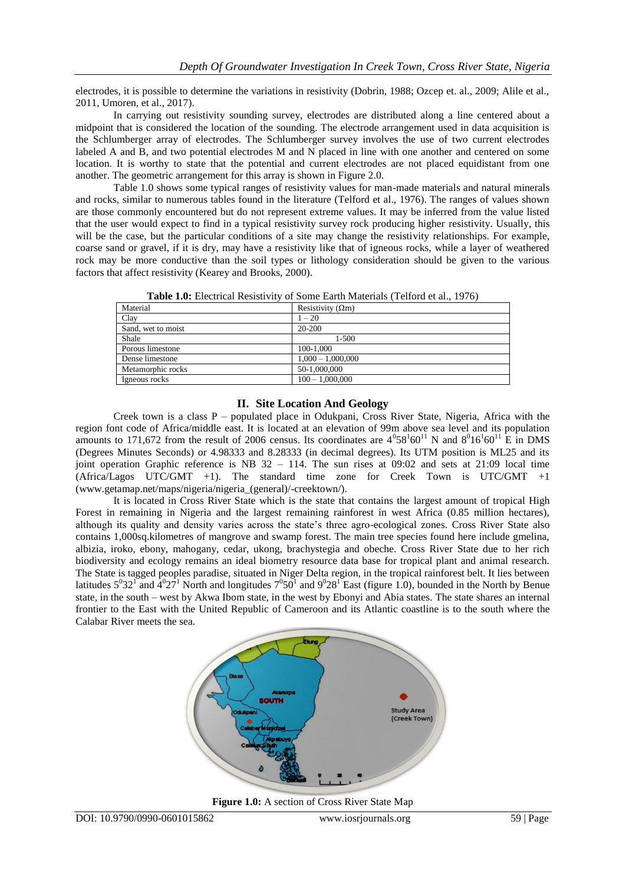electrodes, it is possible to determine the variations in resistivity (Dobrin, 1988; Ozcep et. al., 2009; Alile et al., 2011, Umoren, et al., 2017).

In carrying out resistivity sounding survey, electrodes are distributed along a line centered about a midpoint that is considered the location of the sounding. The electrode arrangement used in data acquisition is the Schlumberger array of electrodes. The Schlumberger survey involves the use of two current electrodes labeled A and B, and two potential electrodes M and N placed in line with one another and centered on some location. It is worthy to state that the potential and current electrodes are not placed equidistant from one another. The geometric arrangement for this array is shown in Figure 2.0.

Table 1.0 shows some typical ranges of resistivity values for man-made materials and natural minerals and rocks, similar to numerous tables found in the literature (Telford et al., 1976). The ranges of values shown are those commonly encountered but do not represent extreme values. It may be inferred from the value listed that the user would expect to find in a typical resistivity survey rock producing higher resistivity. Usually, this will be the case, but the particular conditions of a site may change the resistivity relationships. For example, coarse sand or gravel, if it is dry, may have a resistivity like that of igneous rocks, while a layer of weathered rock may be more conductive than the soil types or lithology consideration should be given to the various factors that affect resistivity (Kearey and Brooks, 2000).

**Table 1.0:** Electrical Resistivity of Some Earth Materials (Telford et al., 1976)

| Material | Resistivity (Ωm) |
|---|---|
| Clay | 1 – 20 |
| Sand, wet to moist | 20-200 |
| Shale | 1-500 |
| Porous limestone | 100-1,000 |
| Dense limestone | 1,000 – 1,000,000 |
| Metamorphic rocks | 50-1,000,000 |
| Igneous rocks | 100 – 1,000,000 |

## II. Site Location And Geology

Creek town is a class P – populated place in Odukpani, Cross River State, Nigeria, Africa with the region font code of Africa/middle east. It is located at an elevation of 99m above sea level and its population amounts to 171,672 from the result of 2006 census. Its coordinates are $4^0 58^1 60^{11}$ N and $8^0 16^1 60^{11}$ E in DMS (Degrees Minutes Seconds) or 4.98333 and 8.28333 (in decimal degrees). Its UTM position is ML25 and its joint operation Graphic reference is NB 32 – 114. The sun rises at 09:02 and sets at 21:09 local time (Africa/Lagos UTC/GMT +1). The standard time zone for Creek Town is UTC/GMT +1 (www.getamap.net/maps/nigeria/nigeria_(general)/-creektown/).

It is located in Cross River State which is the state that contains the largest amount of tropical High Forest in remaining in Nigeria and the largest remaining rainforest in west Africa (0.85 million hectares), although its quality and density varies across the state's three agro-ecological zones. Cross River State also contains 1,000sq.kilometres of mangrove and swamp forest. The main tree species found here include gmelina, albizia, iroko, ebony, mahogany, cedar, ukong, brachystegia and obeche. Cross River State due to her rich biodiversity and ecology remains an ideal biometry resource data base for tropical plant and animal research. The State is tagged peoples paradise, situated in Niger Delta region, in the tropical rainforest belt. It lies between latitudes $5^0 32^1$ and $4^0 27^1$ North and longitudes $7^0 50^1$ and $9^0 28^1$ East (figure 1.0), bounded in the North by Benue state, in the south – west by Akwa Ibom state, in the west by Ebonyi and Abia states. The state shares an internal frontier to the East with the United Republic of Cameroon and its Atlantic coastline is to the south where the Calabar River meets the sea.

**Figure 1.0:** A section of Cross River State Map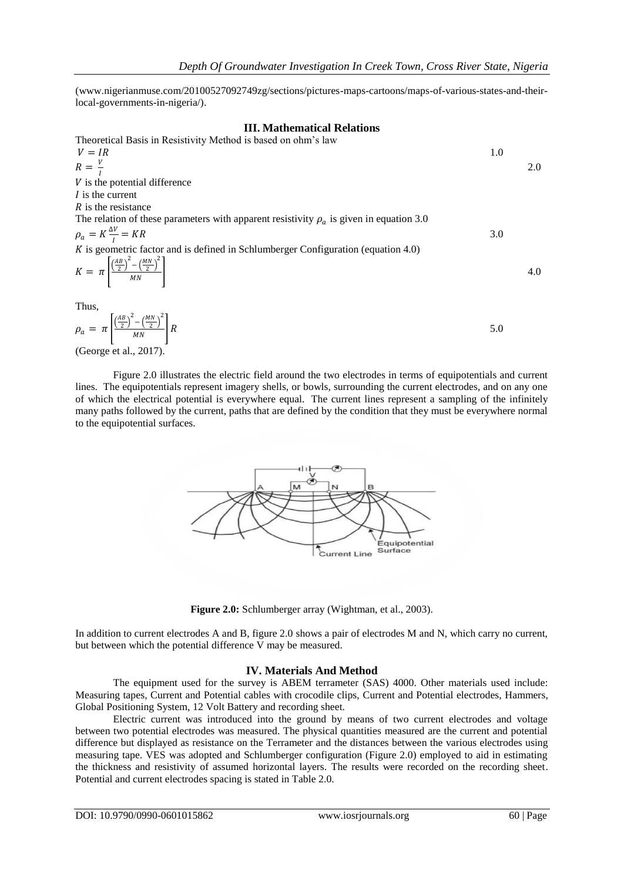(www.nigerianmuse.com/20100527092749zg/sections/pictures-maps-cartoons/maps-of-various-states-and-their-local-governments-in-nigeria/).

## III. Mathematical Relations

Theoretical Basis in Resistivity Method is based on ohm's law

$$V = IR \tag{1.0}$$

$$R = \frac{V}{I} \tag{2.0}$$

$V$ is the potential difference
$I$ is the current
$R$ is the resistance

The relation of these parameters with apparent resistivity $\rho_a$ is given in equation 3.0

$$\rho_a = K\frac{\Delta V}{I} = KR \tag{3.0}$$

$K$ is geometric factor and is defined in Schlumberger Configuration (equation 4.0)

$$K = \pi\left[\frac{\left(\frac{AB}{2}\right)^2 - \left(\frac{MN}{2}\right)^2}{MN}\right] \tag{4.0}$$

Thus,

$$\rho_a = \pi\left[\frac{\left(\frac{AB}{2}\right)^2 - \left(\frac{MN}{2}\right)^2}{MN}\right]R \tag{5.0}$$

(George et al., 2017).

Figure 2.0 illustrates the electric field around the two electrodes in terms of equipotentials and current lines. The equipotentials represent imagery shells, or bowls, surrounding the current electrodes, and on any one of which the electrical potential is everywhere equal. The current lines represent a sampling of the infinitely many paths followed by the current, paths that are defined by the condition that they must be everywhere normal to the equipotential surfaces.

**Figure 2.0:** Schlumberger array (Wightman, et al., 2003).

In addition to current electrodes A and B, figure 2.0 shows a pair of electrodes M and N, which carry no current, but between which the potential difference V may be measured.

## IV. Materials And Method

The equipment used for the survey is ABEM terrameter (SAS) 4000. Other materials used include: Measuring tapes, Current and Potential cables with crocodile clips, Current and Potential electrodes, Hammers, Global Positioning System, 12 Volt Battery and recording sheet.

Electric current was introduced into the ground by means of two current electrodes and voltage between two potential electrodes was measured. The physical quantities measured are the current and potential difference but displayed as resistance on the Terrameter and the distances between the various electrodes using measuring tape. VES was adopted and Schlumberger configuration (Figure 2.0) employed to aid in estimating the thickness and resistivity of assumed horizontal layers. The results were recorded on the recording sheet. Potential and current electrodes spacing is stated in Table 2.0.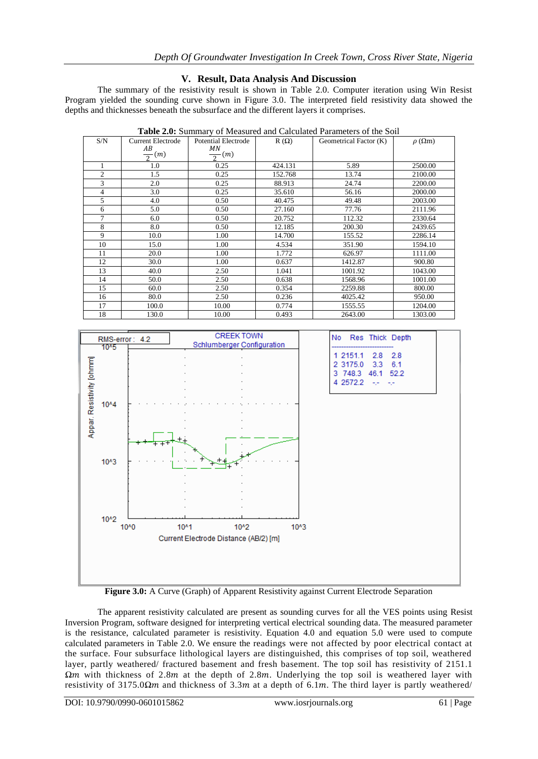## V. Result, Data Analysis And Discussion

The summary of the resistivity result is shown in Table 2.0. Computer iteration using Win Resist Program yielded the sounding curve shown in Figure 3.0. The interpreted field resistivity data showed the depths and thicknesses beneath the subsurface and the different layers it comprises.

**Table 2.0:** Summary of Measured and Calculated Parameters of the Soil

| S/N | Current Electrode $\frac{AB}{2}(m)$ | Potential Electrode $\frac{MN}{2}(m)$ | R (Ω) | Geometrical Factor (K) | $\rho$ (Ωm) |
|---|---|---|---|---|---|
| 1 | 1.0 | 0.25 | 424.131 | 5.89 | 2500.00 |
| 2 | 1.5 | 0.25 | 152.768 | 13.74 | 2100.00 |
| 3 | 2.0 | 0.25 | 88.913 | 24.74 | 2200.00 |
| 4 | 3.0 | 0.25 | 35.610 | 56.16 | 2000.00 |
| 5 | 4.0 | 0.50 | 40.475 | 49.48 | 2003.00 |
| 6 | 5.0 | 0.50 | 27.160 | 77.76 | 2111.96 |
| 7 | 6.0 | 0.50 | 20.752 | 112.32 | 2330.64 |
| 8 | 8.0 | 0.50 | 12.185 | 200.30 | 2439.65 |
| 9 | 10.0 | 1.00 | 14.700 | 155.52 | 2286.14 |
| 10 | 15.0 | 1.00 | 4.534 | 351.90 | 1594.10 |
| 11 | 20.0 | 1.00 | 1.772 | 626.97 | 1111.00 |
| 12 | 30.0 | 1.00 | 0.637 | 1412.87 | 900.80 |
| 13 | 40.0 | 2.50 | 1.041 | 1001.92 | 1043.00 |
| 14 | 50.0 | 2.50 | 0.638 | 1568.96 | 1001.00 |
| 15 | 60.0 | 2.50 | 0.354 | 2259.88 | 800.00 |
| 16 | 80.0 | 2.50 | 0.236 | 4025.42 | 950.00 |
| 17 | 100.0 | 10.00 | 0.774 | 1555.55 | 1204.00 |
| 18 | 130.0 | 10.00 | 0.493 | 2643.00 | 1303.00 |

**Figure 3.0:** A Curve (Graph) of Apparent Resistivity against Current Electrode Separation

The apparent resistivity calculated are present as sounding curves for all the VES points using Resist Inversion Program, software designed for interpreting vertical electrical sounding data. The measured parameter is the resistance, calculated parameter is resistivity. Equation 4.0 and equation 5.0 were used to compute calculated parameters in Table 2.0. We ensure the readings were not affected by poor electrical contact at the surface. Four subsurface lithological layers are distinguished, this comprises of top soil, weathered layer, partly weathered/ fractured basement and fresh basement. The top soil has resistivity of 2151.1 $\Omega m$ with thickness of 2.8$m$ at the depth of 2.8$m$. Underlying the top soil is weathered layer with resistivity of 3175.0$\Omega m$ and thickness of 3.3$m$ at a depth of 6.1$m$. The third layer is partly weathered/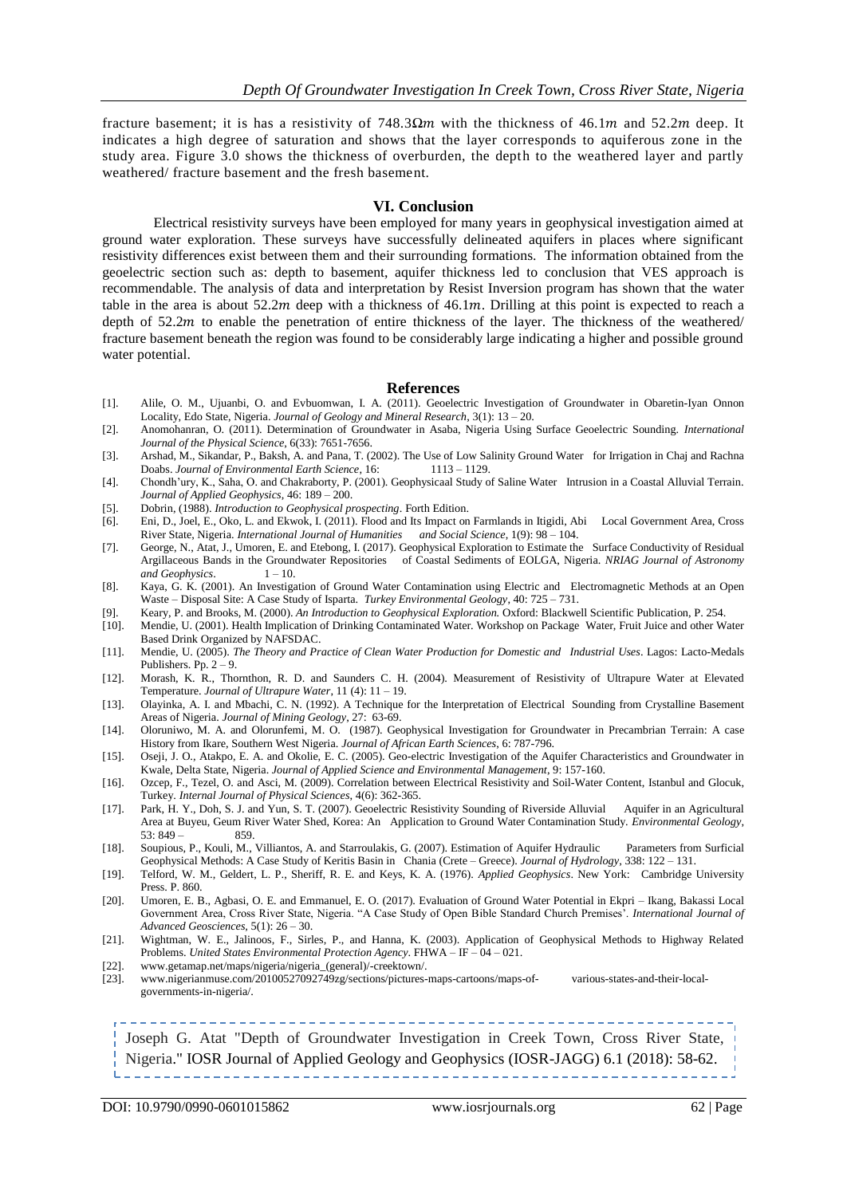fracture basement; it is has a resistivity of $748.3\Omega m$ with the thickness of $46.1m$ and $52.2m$ deep. It indicates a high degree of saturation and shows that the layer corresponds to aquiferous zone in the study area. Figure 3.0 shows the thickness of overburden, the depth to the weathered layer and partly weathered/ fracture basement and the fresh basement.

## VI. Conclusion

Electrical resistivity surveys have been employed for many years in geophysical investigation aimed at ground water exploration. These surveys have successfully delineated aquifers in places where significant resistivity differences exist between them and their surrounding formations. The information obtained from the geoelectric section such as: depth to basement, aquifer thickness led to conclusion that VES approach is recommendable. The analysis of data and interpretation by Resist Inversion program has shown that the water table in the area is about $52.2m$ deep with a thickness of $46.1m$. Drilling at this point is expected to reach a depth of $52.2m$ to enable the penetration of entire thickness of the layer. The thickness of the weathered/ fracture basement beneath the region was found to be considerably large indicating a higher and possible ground water potential.

## References

[1]. Alile, O. M., Ujuanbi, O. and Evbuomwan, I. A. (2011). Geoelectric Investigation of Groundwater in Obaretin-Iyan Onnon Locality, Edo State, Nigeria. *Journal of Geology and Mineral Research*, 3(1): 13 – 20.

[2]. Anomohanran, O. (2011). Determination of Groundwater in Asaba, Nigeria Using Surface Geoelectric Sounding. *International Journal of the Physical Science*, 6(33): 7651-7656.

[3]. Arshad, M., Sikandar, P., Baksh, A. and Pana, T. (2002). The Use of Low Salinity Ground Water for Irrigation in Chaj and Rachna Doabs. *Journal of Environmental Earth Science*, 16: 1113 – 1129.

[4]. Chondh'ury, K., Saha, O. and Chakraborty, P. (2001). Geophysicaal Study of Saline Water Intrusion in a Coastal Alluvial Terrain. *Journal of Applied Geophysics*, 46: 189 – 200.

[5]. Dobrin, (1988). *Introduction to Geophysical prospecting*. Forth Edition.

[6]. Eni, D., Joel, E., Oko, L. and Ekwok, I. (2011). Flood and Its Impact on Farmlands in Itigidi, Abi Local Government Area, Cross River State, Nigeria. *International Journal of Humanities and Social Science*, 1(9): 98 – 104.

[7]. George, N., Atat, J., Umoren, E. and Etebong, I. (2017). Geophysical Exploration to Estimate the Surface Conductivity of Residual Argillaceous Bands in the Groundwater Repositories of Coastal Sediments of EOLGA, Nigeria. *NRIAG Journal of Astronomy and Geophysics*. 1 – 10.

[8]. Kaya, G. K. (2001). An Investigation of Ground Water Contamination using Electric and Electromagnetic Methods at an Open Waste – Disposal Site: A Case Study of Isparta. *Turkey Environmental Geology*, 40: 725 – 731.

[9]. Keary, P. and Brooks, M. (2000). *An Introduction to Geophysical Exploration.* Oxford: Blackwell Scientific Publication, P. 254.

[10]. Mendie, U. (2001). Health Implication of Drinking Contaminated Water. Workshop on Package Water, Fruit Juice and other Water Based Drink Organized by NAFSDAC.

[11]. Mendie, U. (2005). *The Theory and Practice of Clean Water Production for Domestic and Industrial Uses*. Lagos: Lacto-Medals Publishers. Pp. 2 – 9.

[12]. Morash, K. R., Thornthon, R. D. and Saunders C. H. (2004). Measurement of Resistivity of Ultrapure Water at Elevated Temperature. *Journal of Ultrapure Water*, 11 (4): 11 – 19.

[13]. Olayinka, A. I. and Mbachi, C. N. (1992). A Technique for the Interpretation of Electrical Sounding from Crystalline Basement Areas of Nigeria. *Journal of Mining Geology*, 27: 63-69.

[14]. Oloruniwo, M. A. and Olorunfemi, M. O. (1987). Geophysical Investigation for Groundwater in Precambrian Terrain: A case History from Ikare, Southern West Nigeria. *Journal of African Earth Sciences*, 6: 787-796.

[15]. Oseji, J. O., Atakpo, E. A. and Okolie, E. C. (2005). Geo-electric Investigation of the Aquifer Characteristics and Groundwater in Kwale, Delta State, Nigeria. *Journal of Applied Science and Environmental Management*, 9: 157-160.

[16]. Ozcep, F., Tezel, O. and Asci, M. (2009). Correlation between Electrical Resistivity and Soil-Water Content, Istanbul and Glocuk, Turkey. *Internal Journal of Physical Sciences*, 4(6): 362-365.

[17]. Park, H. Y., Doh, S. J. and Yun, S. T. (2007). Geoelectric Resistivity Sounding of Riverside Alluvial Aquifer in an Agricultural Area at Buyeu, Geum River Water Shed, Korea: An Application to Ground Water Contamination Study. *Environmental Geology*, 53: 849 – 859.

[18]. Soupious, P., Kouli, M., Villiantos, A. and Starroulakis, G. (2007). Estimation of Aquifer Hydraulic Parameters from Surficial Geophysical Methods: A Case Study of Keritis Basin in Chania (Crete – Greece). *Journal of Hydrology*, 338: 122 – 131.

[19]. Telford, W. M., Geldert, L. P., Sheriff, R. E. and Keys, K. A. (1976). *Applied Geophysics*. New York: Cambridge University Press. P. 860.

[20]. Umoren, E. B., Agbasi, O. E. and Emmanuel, E. O. (2017). Evaluation of Ground Water Potential in Ekpri – Ikang, Bakassi Local Government Area, Cross River State, Nigeria. "A Case Study of Open Bible Standard Church Premises'. *International Journal of Advanced Geosciences*, 5(1): 26 – 30.

[21]. Wightman, W. E., Jalinoos, F., Sirles, P., and Hanna, K. (2003). Application of Geophysical Methods to Highway Related Problems. *United States Environmental Protection Agency*. FHWA – IF – 04 – 021.

[22]. www.getamap.net/maps/nigeria/nigeria_(general)/-creektown/.

[23]. www.nigerianmuse.com/20100527092749zg/sections/pictures-maps-cartoons/maps-of- various-states-and-their-local-governments-in-nigeria/.

Joseph G. Atat "Depth of Groundwater Investigation in Creek Town, Cross River State, Nigeria." IOSR Journal of Applied Geology and Geophysics (IOSR-JAGG) 6.1 (2018): 58-62.